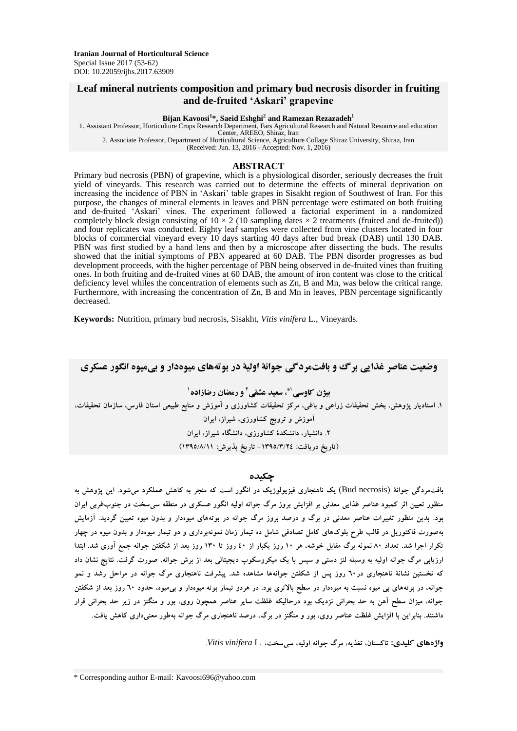Iranian Journal of Horticultural Science
Special Issue 2017 (53-62)
DOI: 10.22059/ijhs.2017.63909

# Leaf mineral nutrients composition and primary bud necrosis disorder in fruiting and de-fruited 'Askari' grapevine

**Bijan Kavoosi[1]*, Saeid Eshghi[2] and Ramezan Rezazadeh[1]**

1. Assistant Professor, Horticulture Crops Research Department, Fars Agricultural Research and Natural Resource and education Center, AREEO, Shiraz, Iran
2. Associate Professor, Department of Horticultural Science, Agriculture Collage Shiraz University, Shiraz, Iran

(Received: Jun. 13, 2016 - Accepted: Nov. 1, 2016)

## ABSTRACT

Primary bud necrosis (PBN) of grapevine, which is a physiological disorder, seriously decreases the fruit yield of vineyards. This research was carried out to determine the effects of mineral deprivation on increasing the incidence of PBN in 'Askari' table grapes in Sisakht region of Southwest of Iran. For this purpose, the changes of mineral elements in leaves and PBN percentage were estimated on both fruiting and de-fruited 'Askari' vines. The experiment followed a factorial experiment in a randomized completely block design consisting of 10 × 2 (10 sampling dates × 2 treatments (fruited and de-fruited)) and four replicates was conducted. Eighty leaf samples were collected from vine clusters located in four blocks of commercial vineyard every 10 days starting 40 days after bud break (DAB) until 130 DAB. PBN was first studied by a hand lens and then by a microscope after dissecting the buds. The results showed that the initial symptoms of PBN appeared at 60 DAB. The PBN disorder progresses as bud development proceeds, with the higher percentage of PBN being observed in de-fruited vines than fruiting ones. In both fruiting and de-fruited vines at 60 DAB, the amount of iron content was close to the critical deficiency level whiles the concentration of elements such as Zn, B and Mn, was below the critical range. Furthermore, with increasing the concentration of Zn, B and Mn in leaves, PBN percentage significantly decreased.

**Keywords:** Nutrition, primary bud necrosis, Sisakht, *Vitis vinifera* L., Vineyards.

# وضعیت عناصر غذایی برگ و بافت‌مردگی جوانهٔ اولیهٔ در بوته‌های میوه‌دار و بی‌میوه انگور عسکری

**بیژن کاوسی[1]*، سعید عشقی[2] و رمضان رضازاده[1]**

۱. استادیار پژوهش، بخش تحقیقات زراعی و باغی، مرکز تحقیقات کشاورزی و آموزش و منابع طبیعی استان فارس، سازمان تحقیقات، آموزش و ترویج کشاورزی، شیراز، ایران
۲. دانشیار، دانشکدهٔ کشاورزی، دانشگاه شیراز، ایران

(تاریخ دریافت: ۱۳۹۵/۳/۲۴- تاریخ پذیرش: ۱۳۹۵/۸/۱۱)

## چکیده

بافت‌مردگی جوانهٔ (Bud necrosis) یک ناهنجاری فیزیولوژیک در انگور است که منجر به کاهش عملکرد می‌شود. این پژوهش به منظور تعیین اثر کمبود عناصر غذایی معدنی بر افزایش بروز مرگ جوانه اولیه انگور عسکری در منطقه سی‌سخت در جنوب‌غربی ایران بود. بدین منظور تغییرات عناصر معدنی در برگ و درصد بروز مرگ جوانه در بوته‌های میوه‌دار و بدون میوه تعیین گردید. آزمایش به‌صورت فاکتوریل در قالب طرح بلوک‌های کامل تصادفی شامل ده تیمار زمان نمونه‌برداری و دو تیمار میوه‌دار و بدون میوه در چهار تکرار اجرا شد. تعداد ۸۰ نمونه برگ مقابل خوشه، هر ۱۰ روز یکبار از ٤٠ روز تا ۱۳۰ روز بعد از شکفتن جوانه جمع آوری شد. ابتدا ارزیابی مرگ جوانه اولیه به وسیله لنز دستی و سپس با یک میکروسکوپ دیجیتالی بعد از برش جوانه، صورت گرفت. نتایج نشان داد که نخستین نشانهٔ ناهنجاری در٦٠ روز پس از شکفتن جوانه‌ها مشاهده شد. پیشرفت ناهنجاری مرگ جوانه در مراحل رشد و نمو جوانه، در بوته‌های بی میوه نسبت به میوه‌دار در سطح بالاتری بود. در هردو تیمار بوته میوه‌دار و بی‌میوه، حدود ٦٠ روز بعد از شکفتن جوانه، میزان سطح آهن به حد بحرانی نزدیک بود درحالیکه غلظت سایر عناصر همچون روی، بور و منگنز در زیر حد بحرانی قرار داشتند. بنابراین با افزایش غلظت عناصر روی، بور و منگنز در برگ، درصد ناهنجاری مرگ جوانه به‌طور معنی‌داری کاهش یافت.

**واژه‌های کلیدی:** تاکستان، تغذیه، مرگ جوانه اولیه، سی‌سخت، .*Vitis vinifera* L

* Corresponding author E-mail: Kavoosi696@yahoo.com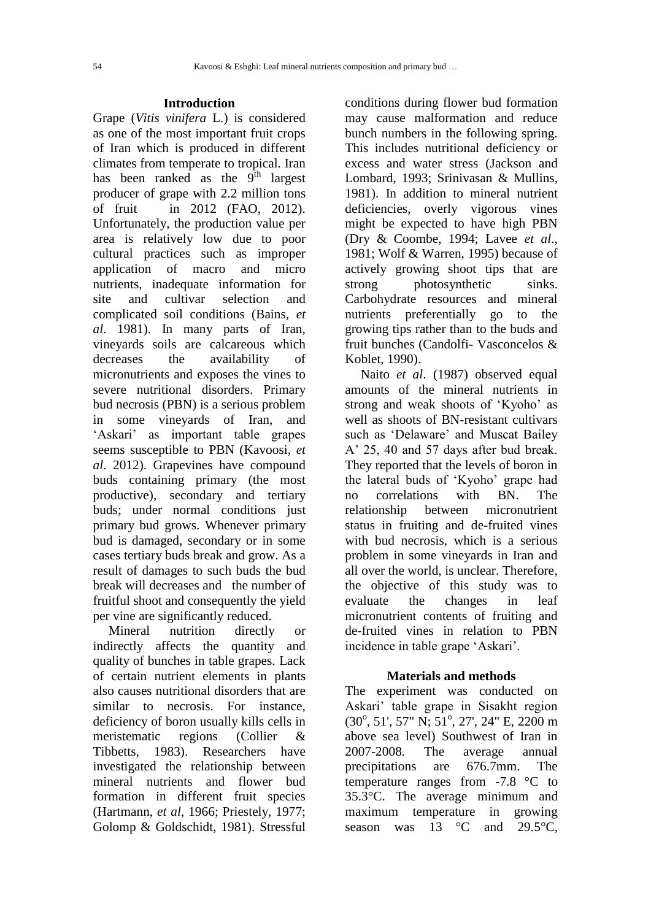## Introduction

Grape (*Vitis vinifera* L.) is considered as one of the most important fruit crops of Iran which is produced in different climates from temperate to tropical. Iran has been ranked as the 9th largest producer of grape with 2.2 million tons of fruit in 2012 (FAO, 2012). Unfortunately, the production value per area is relatively low due to poor cultural practices such as improper application of macro and micro nutrients, inadequate information for site and cultivar selection and complicated soil conditions (Bains, *et al*. 1981). In many parts of Iran, vineyards soils are calcareous which decreases the availability of micronutrients and exposes the vines to severe nutritional disorders. Primary bud necrosis (PBN) is a serious problem in some vineyards of Iran, and 'Askari' as important table grapes seems susceptible to PBN (Kavoosi, *et al*. 2012). Grapevines have compound buds containing primary (the most productive), secondary and tertiary buds; under normal conditions just primary bud grows. Whenever primary bud is damaged, secondary or in some cases tertiary buds break and grow. As a result of damages to such buds the bud break will decreases and the number of fruitful shoot and consequently the yield per vine are significantly reduced.

Mineral nutrition directly or indirectly affects the quantity and quality of bunches in table grapes. Lack of certain nutrient elements in plants also causes nutritional disorders that are similar to necrosis. For instance, deficiency of boron usually kills cells in meristematic regions (Collier & Tibbetts, 1983). Researchers have investigated the relationship between mineral nutrients and flower bud formation in different fruit species (Hartmann, *et al*, 1966; Priestely, 1977; Golomp & Goldschidt, 1981). Stressful conditions during flower bud formation may cause malformation and reduce bunch numbers in the following spring. This includes nutritional deficiency or excess and water stress (Jackson and Lombard, 1993; Srinivasan & Mullins, 1981). In addition to mineral nutrient deficiencies, overly vigorous vines might be expected to have high PBN (Dry & Coombe, 1994; Lavee *et al*., 1981; Wolf & Warren, 1995) because of actively growing shoot tips that are strong photosynthetic sinks. Carbohydrate resources and mineral nutrients preferentially go to the growing tips rather than to the buds and fruit bunches (Candolfi- Vasconcelos & Koblet, 1990).

Naito *et al*. (1987) observed equal amounts of the mineral nutrients in strong and weak shoots of 'Kyoho' as well as shoots of BN-resistant cultivars such as 'Delaware' and Muscat Bailey A' 25, 40 and 57 days after bud break. They reported that the levels of boron in the lateral buds of 'Kyoho' grape had no correlations with BN. The relationship between micronutrient status in fruiting and de-fruited vines with bud necrosis, which is a serious problem in some vineyards in Iran and all over the world, is unclear. Therefore, the objective of this study was to evaluate the changes in leaf micronutrient contents of fruiting and de-fruited vines in relation to PBN incidence in table grape 'Askari'.

## Materials and methods

The experiment was conducted on Askari' table grape in Sisakht region (30°, 51', 57" N; 51°, 27', 24" E, 2200 m above sea level) Southwest of Iran in 2007-2008. The average annual precipitations are 676.7mm. The temperature ranges from -7.8 °C to 35.3°C. The average minimum and maximum temperature in growing season was 13 °C and 29.5°C,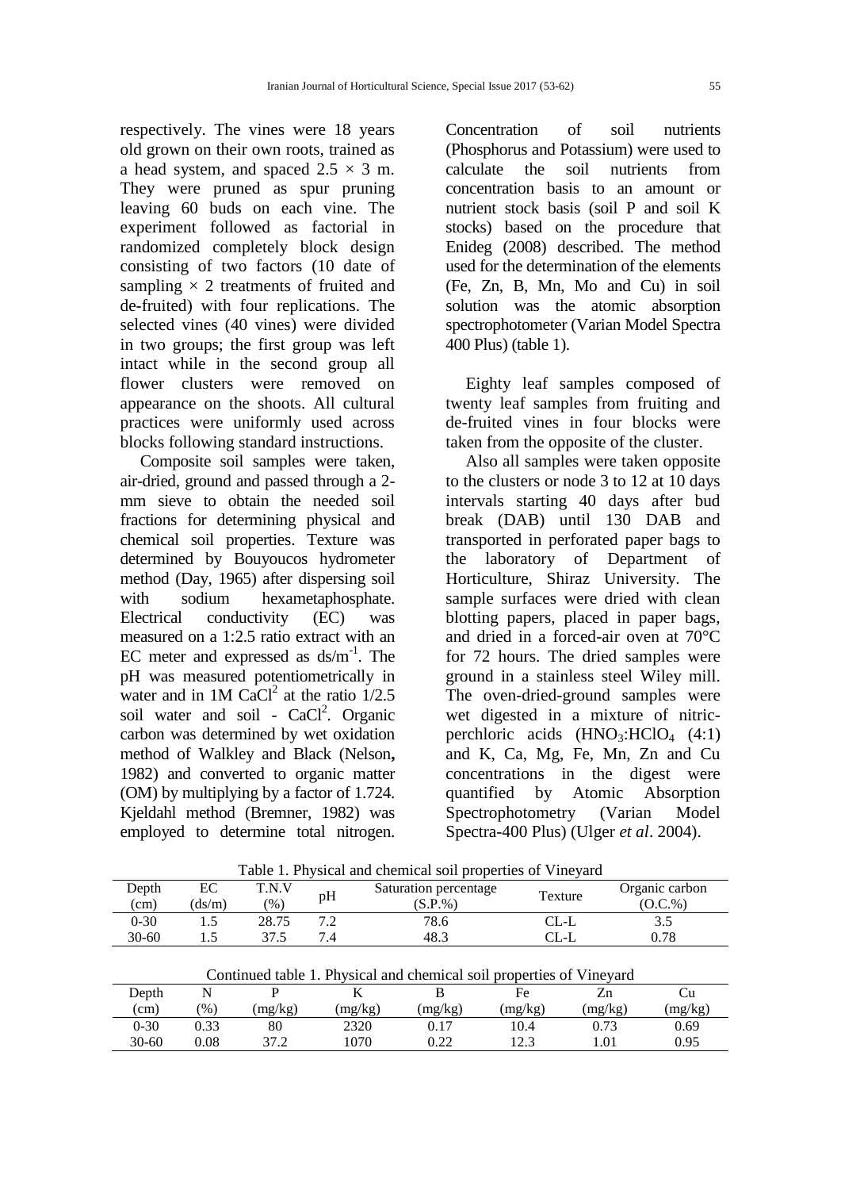respectively. The vines were 18 years old grown on their own roots, trained as a head system, and spaced $2.5 \times 3$ m. They were pruned as spur pruning leaving 60 buds on each vine. The experiment followed as factorial in randomized completely block design consisting of two factors (10 date of sampling $\times$ 2 treatments of fruited and de-fruited) with four replications. The selected vines (40 vines) were divided in two groups; the first group was left intact while in the second group all flower clusters were removed on appearance on the shoots. All cultural practices were uniformly used across blocks following standard instructions.

Composite soil samples were taken, air-dried, ground and passed through a 2-mm sieve to obtain the needed soil fractions for determining physical and chemical soil properties. Texture was determined by Bouyoucos hydrometer method (Day, 1965) after dispersing soil with sodium hexametaphosphate. Electrical conductivity (EC) was measured on a 1:2.5 ratio extract with an EC meter and expressed as $ds/m^{-1}$. The pH was measured potentiometrically in water and in 1M $CaCl^2$ at the ratio 1/2.5 soil water and soil - $CaCl^2$. Organic carbon was determined by wet oxidation method of Walkley and Black (Nelson**,** 1982) and converted to organic matter (OM) by multiplying by a factor of 1.724. Kjeldahl method (Bremner, 1982) was employed to determine total nitrogen. Concentration of soil nutrients (Phosphorus and Potassium) were used to calculate the soil nutrients from concentration basis to an amount or nutrient stock basis (soil P and soil K stocks) based on the procedure that Enideg (2008) described. The method used for the determination of the elements (Fe, Zn, B, Mn, Mo and Cu) in soil solution was the atomic absorption spectrophotometer (Varian Model Spectra 400 Plus) (table 1).

Eighty leaf samples composed of twenty leaf samples from fruiting and de-fruited vines in four blocks were taken from the opposite of the cluster.

Also all samples were taken opposite to the clusters or node 3 to 12 at 10 days intervals starting 40 days after bud break (DAB) until 130 DAB and transported in perforated paper bags to the laboratory of Department of Horticulture, Shiraz University. The sample surfaces were dried with clean blotting papers, placed in paper bags, and dried in a forced-air oven at 70°C for 72 hours. The dried samples were ground in a stainless steel Wiley mill. The oven-dried-ground samples were wet digested in a mixture of nitric-perchloric acids ($HNO_3$:$HClO_4$ (4:1) and K, Ca, Mg, Fe, Mn, Zn and Cu concentrations in the digest were quantified by Atomic Absorption Spectrophotometry (Varian Model Spectra-400 Plus) (Ulger *et al*. 2004).

Table 1. Physical and chemical soil properties of Vineyard

| Depth (cm) | EC (ds/m) | T.N.V (%) | pH | Saturation percentage (S.P.%) | Texture | Organic carbon (O.C.%) |
|---|---|---|---|---|---|---|
| 0-30 | 1.5 | 28.75 | 7.2 | 78.6 | CL-L | 3.5 |
| 30-60 | 1.5 | 37.5 | 7.4 | 48.3 | CL-L | 0.78 |

Continued table 1. Physical and chemical soil properties of Vineyard

| Depth (cm) | N (%) | P (mg/kg) | K (mg/kg) | B (mg/kg) | Fe (mg/kg) | Zn (mg/kg) | Cu (mg/kg) |
|---|---|---|---|---|---|---|---|
| 0-30 | 0.33 | 80 | 2320 | 0.17 | 10.4 | 0.73 | 0.69 |
| 30-60 | 0.08 | 37.2 | 1070 | 0.22 | 12.3 | 1.01 | 0.95 |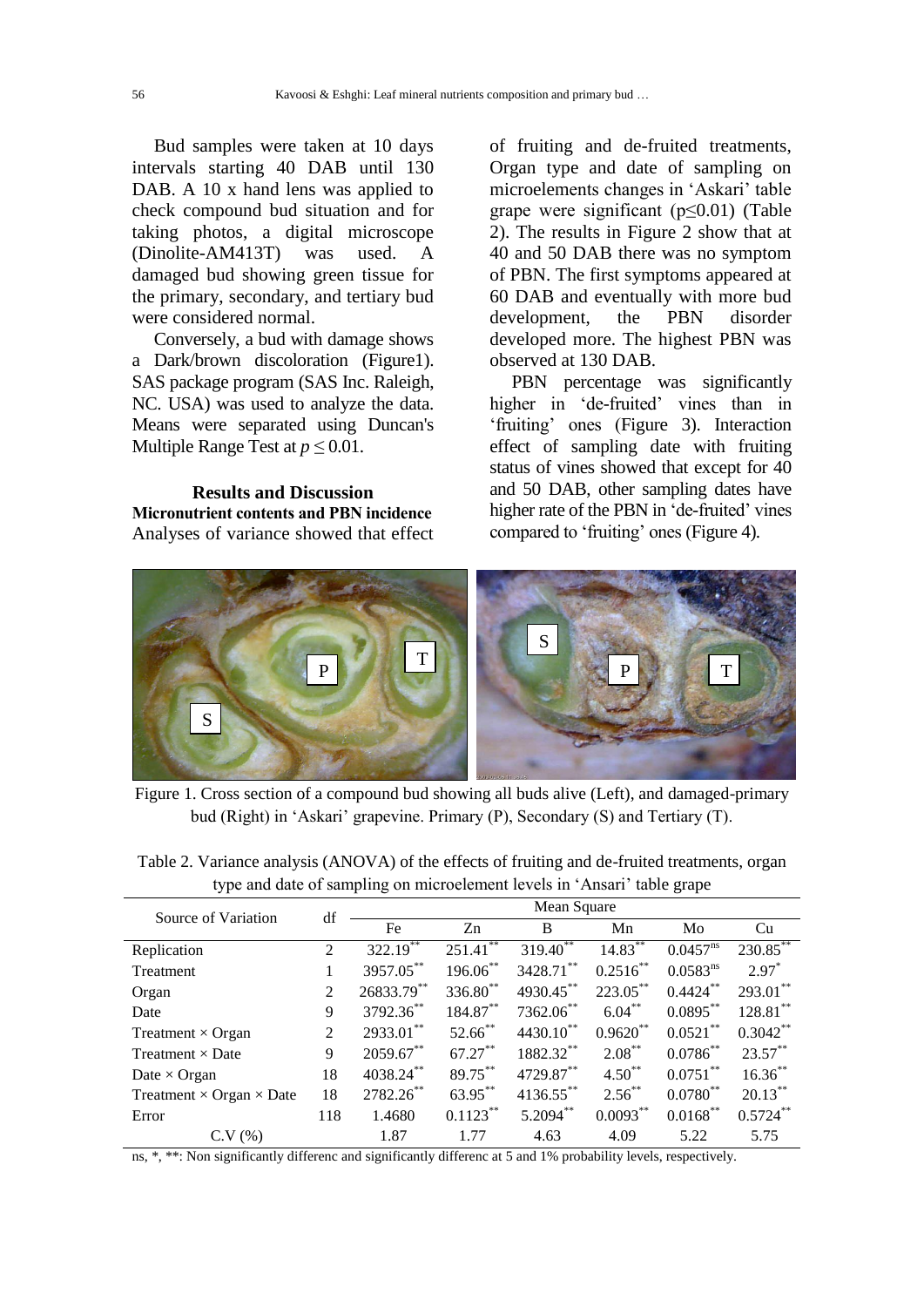Bud samples were taken at 10 days intervals starting 40 DAB until 130 DAB. A 10 x hand lens was applied to check compound bud situation and for taking photos, a digital microscope (Dinolite-AM413T) was used. A damaged bud showing green tissue for the primary, secondary, and tertiary bud were considered normal.

Conversely, a bud with damage shows a Dark/brown discoloration (Figure1). SAS package program (SAS Inc. Raleigh, NC. USA) was used to analyze the data. Means were separated using Duncan's Multiple Range Test at $p \leq 0.01$.

## Results and Discussion

**Micronutrient contents and PBN incidence**

Analyses of variance showed that effect of fruiting and de-fruited treatments, Organ type and date of sampling on microelements changes in 'Askari' table grape were significant (p≤0.01) (Table 2). The results in Figure 2 show that at 40 and 50 DAB there was no symptom of PBN. The first symptoms appeared at 60 DAB and eventually with more bud development, the PBN disorder developed more. The highest PBN was observed at 130 DAB.

PBN percentage was significantly higher in 'de-fruited' vines than in 'fruiting' ones (Figure 3). Interaction effect of sampling date with fruiting status of vines showed that except for 40 and 50 DAB, other sampling dates have higher rate of the PBN in 'de-fruited' vines compared to 'fruiting' ones (Figure 4).

Figure 1. Cross section of a compound bud showing all buds alive (Left), and damaged-primary bud (Right) in 'Askari' grapevine. Primary (P), Secondary (S) and Tertiary (T).

Table 2. Variance analysis (ANOVA) of the effects of fruiting and de-fruited treatments, organ type and date of sampling on microelement levels in 'Ansari' table grape

| Source of Variation | df | Mean Square | | | | | |
|---|---|---|---|---|---|---|---|
| | | Fe | Zn | B | Mn | Mo | Cu |
| Replication | 2 | 322.19** | 251.41** | 319.40** | 14.83** | 0.0457ns | 230.85** |
| Treatment | 1 | 3957.05** | 196.06** | 3428.71** | 0.2516** | 0.0583ns | 2.97* |
| Organ | 2 | 26833.79** | 336.80** | 4930.45** | 223.05** | 0.4424** | 293.01** |
| Date | 9 | 3792.36** | 184.87** | 7362.06** | 6.04** | 0.0895** | 128.81** |
| Treatment × Organ | 2 | 2933.01** | 52.66** | 4430.10** | 0.9620** | 0.0521** | 0.3042** |
| Treatment × Date | 9 | 2059.67** | 67.27** | 1882.32** | 2.08** | 0.0786** | 23.57** |
| Date × Organ | 18 | 4038.24** | 89.75** | 4729.87** | 4.50** | 0.0751** | 16.36** |
| Treatment × Organ × Date | 18 | 2782.26** | 63.95** | 4136.55** | 2.56** | 0.0780** | 20.13** |
| Error | 118 | 1.4680 | 0.1123** | 5.2094** | 0.0093** | 0.0168** | 0.5724** |
| C.V (%) | | 1.87 | 1.77 | 4.63 | 4.09 | 5.22 | 5.75 |

ns, *, **: Non significantly differenc and significantly differenc at 5 and 1% probability levels, respectively.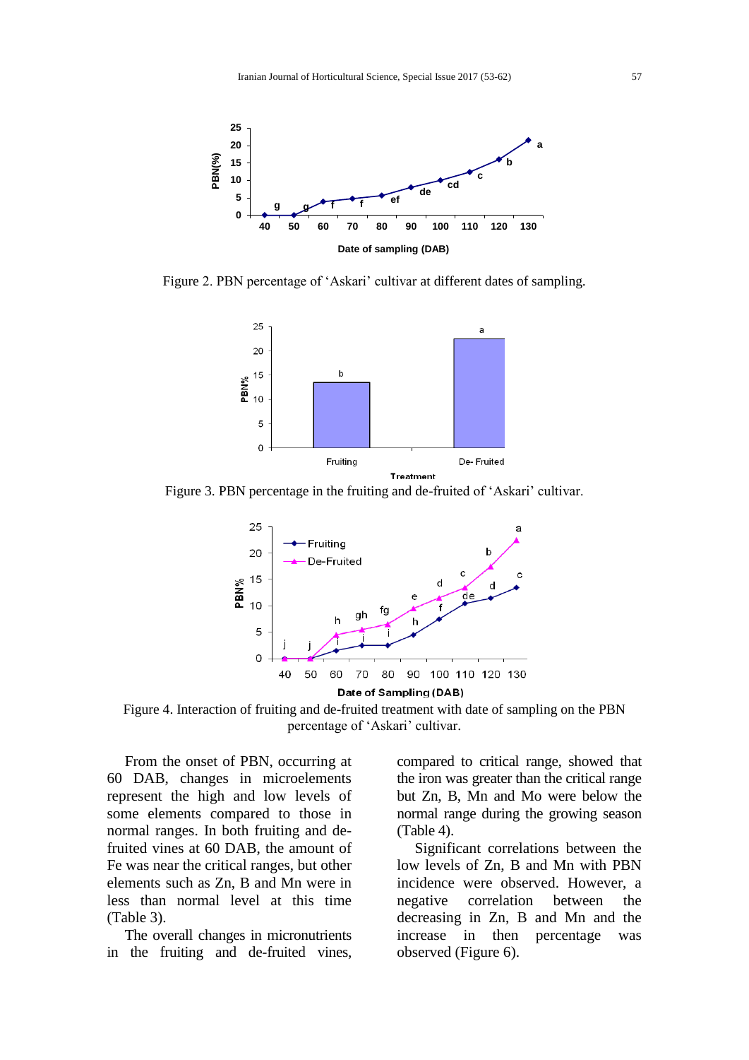Figure 2. PBN percentage of 'Askari' cultivar at different dates of sampling.

Figure 3. PBN percentage in the fruiting and de-fruited of 'Askari' cultivar.

Figure 4. Interaction of fruiting and de-fruited treatment with date of sampling on the PBN percentage of 'Askari' cultivar.

From the onset of PBN, occurring at 60 DAB, changes in microelements represent the high and low levels of some elements compared to those in normal ranges. In both fruiting and de-fruited vines at 60 DAB, the amount of Fe was near the critical ranges, but other elements such as Zn, B and Mn were in less than normal level at this time (Table 3).

The overall changes in micronutrients in the fruiting and de-fruited vines, compared to critical range, showed that the iron was greater than the critical range but Zn, B, Mn and Mo were below the normal range during the growing season (Table 4).

Significant correlations between the low levels of Zn, B and Mn with PBN incidence were observed. However, a negative correlation between the decreasing in Zn, B and Mn and the increase in then percentage was observed (Figure 6).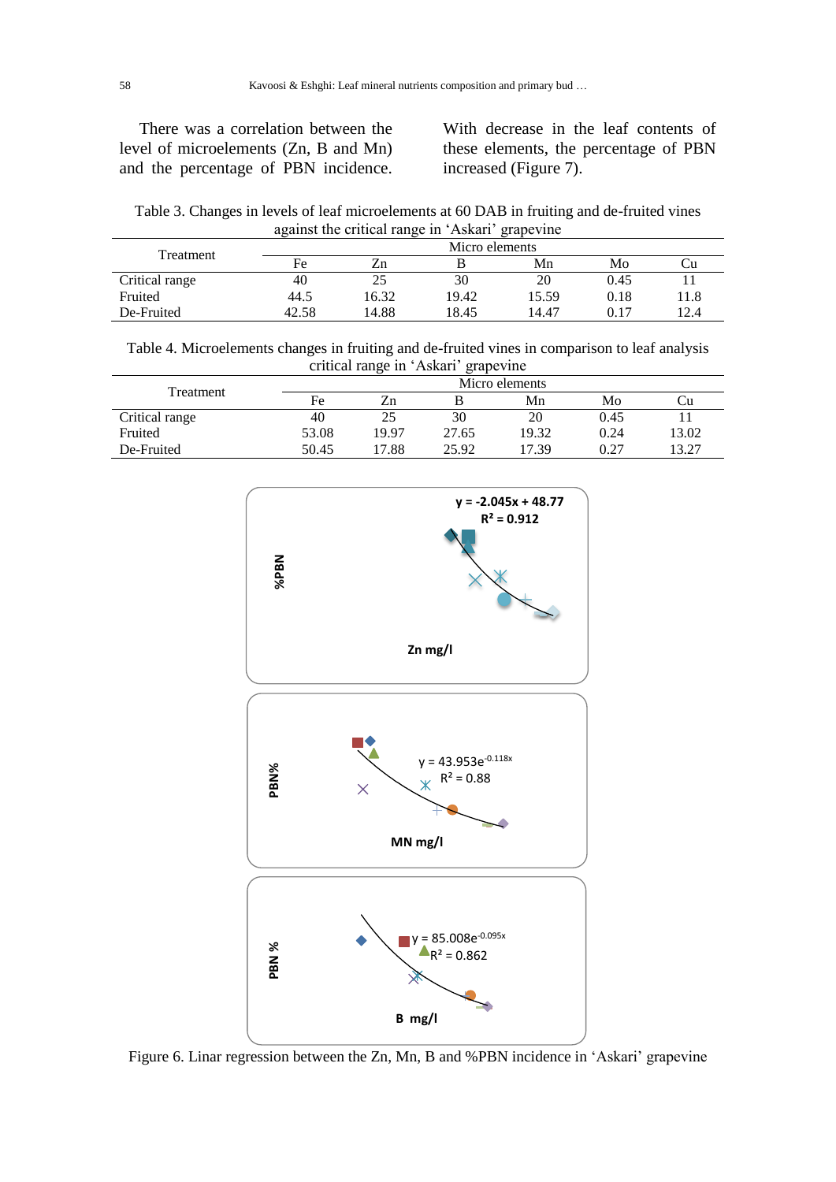There was a correlation between the level of microelements (Zn, B and Mn) and the percentage of PBN incidence. With decrease in the leaf contents of these elements, the percentage of PBN increased (Figure 7).

Table 3. Changes in levels of leaf microelements at 60 DAB in fruiting and de-fruited vines against the critical range in 'Askari' grapevine

| Treatment | Micro elements | | | | | |
|---|---|---|---|---|---|---|
| | Fe | Zn | B | Mn | Mo | Cu |
| Critical range | 40 | 25 | 30 | 20 | 0.45 | 11 |
| Fruited | 44.5 | 16.32 | 19.42 | 15.59 | 0.18 | 11.8 |
| De-Fruited | 42.58 | 14.88 | 18.45 | 14.47 | 0.17 | 12.4 |

Table 4. Microelements changes in fruiting and de-fruited vines in comparison to leaf analysis critical range in 'Askari' grapevine

| Treatment | Micro elements | | | | | |
|---|---|---|---|---|---|---|
| | Fe | Zn | B | Mn | Mo | Cu |
| Critical range | 40 | 25 | 30 | 20 | 0.45 | 11 |
| Fruited | 53.08 | 19.97 | 27.65 | 19.32 | 0.24 | 13.02 |
| De-Fruited | 50.45 | 17.88 | 25.92 | 17.39 | 0.27 | 13.27 |

Figure 6. Linar regression between the Zn, Mn, B and %PBN incidence in 'Askari' grapevine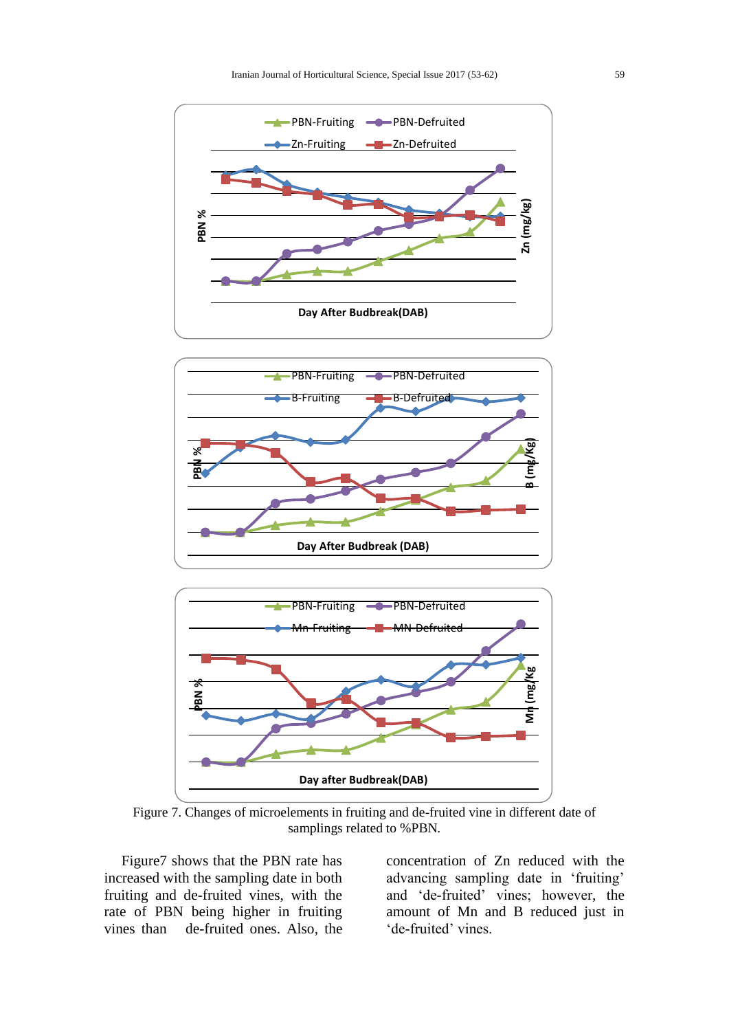Figure 7. Changes of microelements in fruiting and de-fruited vine in different date of samplings related to %PBN.

Figure7 shows that the PBN rate has increased with the sampling date in both fruiting and de-fruited vines, with the rate of PBN being higher in fruiting vines than de-fruited ones. Also, the concentration of Zn reduced with the advancing sampling date in 'fruiting' and 'de-fruited' vines; however, the amount of Mn and B reduced just in 'de-fruited' vines.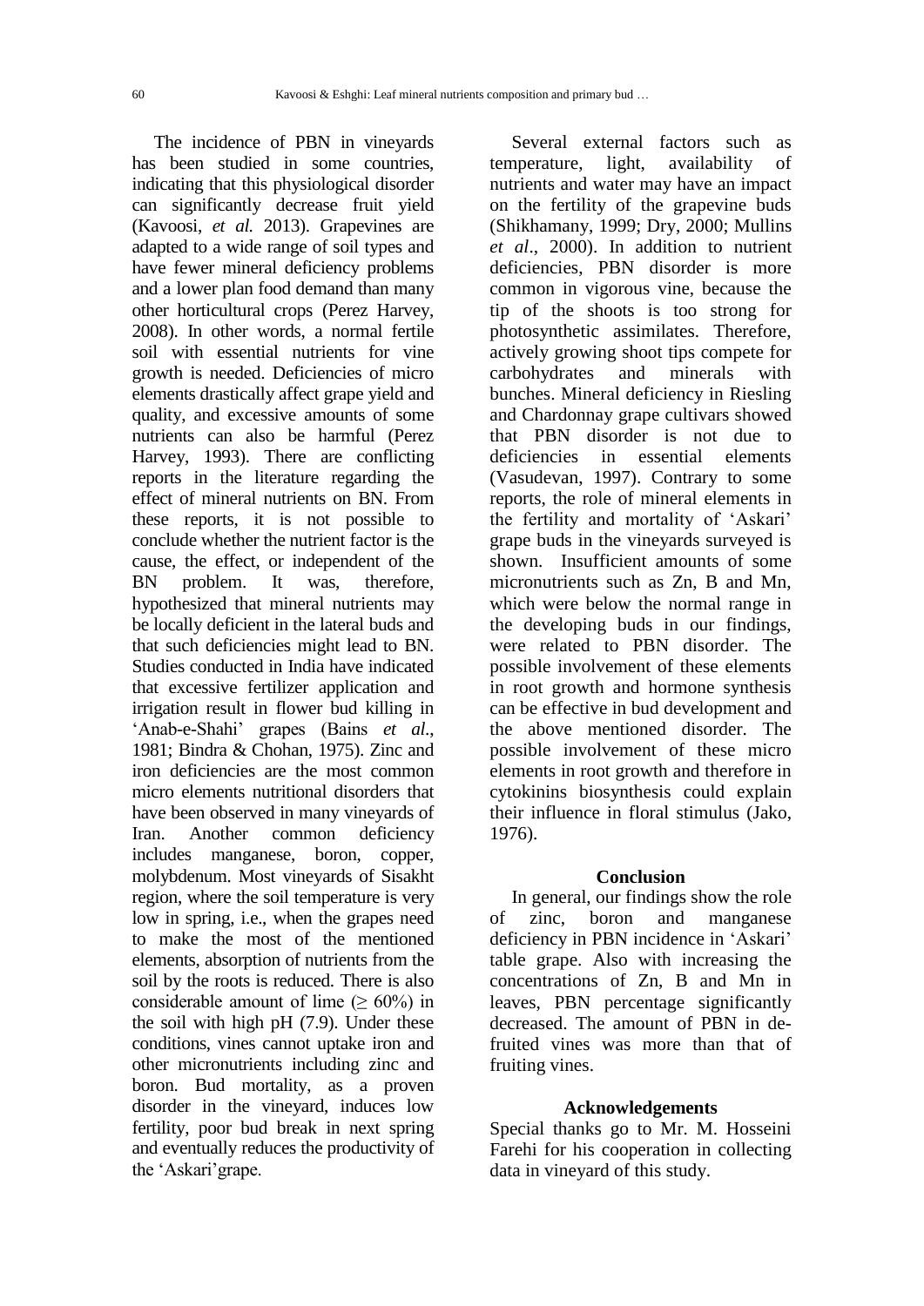The incidence of PBN in vineyards has been studied in some countries, indicating that this physiological disorder can significantly decrease fruit yield (Kavoosi, *et al.* 2013). Grapevines are adapted to a wide range of soil types and have fewer mineral deficiency problems and a lower plan food demand than many other horticultural crops (Perez Harvey, 2008). In other words, a normal fertile soil with essential nutrients for vine growth is needed. Deficiencies of micro elements drastically affect grape yield and quality, and excessive amounts of some nutrients can also be harmful (Perez Harvey, 1993). There are conflicting reports in the literature regarding the effect of mineral nutrients on BN. From these reports, it is not possible to conclude whether the nutrient factor is the cause, the effect, or independent of the BN problem. It was, therefore, hypothesized that mineral nutrients may be locally deficient in the lateral buds and that such deficiencies might lead to BN. Studies conducted in India have indicated that excessive fertilizer application and irrigation result in flower bud killing in 'Anab-e-Shahi' grapes (Bains *et al*., 1981; Bindra & Chohan, 1975). Zinc and iron deficiencies are the most common micro elements nutritional disorders that have been observed in many vineyards of Iran. Another common deficiency includes manganese, boron, copper, molybdenum. Most vineyards of Sisakht region, where the soil temperature is very low in spring, i.e., when the grapes need to make the most of the mentioned elements, absorption of nutrients from the soil by the roots is reduced. There is also considerable amount of lime ($\geq$ 60%) in the soil with high pH (7.9). Under these conditions, vines cannot uptake iron and other micronutrients including zinc and boron. Bud mortality, as a proven disorder in the vineyard, induces low fertility, poor bud break in next spring and eventually reduces the productivity of the 'Askari'grape.

Several external factors such as temperature, light, availability of nutrients and water may have an impact on the fertility of the grapevine buds (Shikhamany, 1999; Dry, 2000; Mullins *et al*., 2000). In addition to nutrient deficiencies, PBN disorder is more common in vigorous vine, because the tip of the shoots is too strong for photosynthetic assimilates. Therefore, actively growing shoot tips compete for carbohydrates and minerals with bunches. Mineral deficiency in Riesling and Chardonnay grape cultivars showed that PBN disorder is not due to deficiencies in essential elements (Vasudevan, 1997). Contrary to some reports, the role of mineral elements in the fertility and mortality of 'Askari' grape buds in the vineyards surveyed is shown. Insufficient amounts of some micronutrients such as Zn, B and Mn, which were below the normal range in the developing buds in our findings, were related to PBN disorder. The possible involvement of these elements in root growth and hormone synthesis can be effective in bud development and the above mentioned disorder. The possible involvement of these micro elements in root growth and therefore in cytokinins biosynthesis could explain their influence in floral stimulus (Jako, 1976).

## Conclusion

In general, our findings show the role of zinc, boron and manganese deficiency in PBN incidence in 'Askari' table grape. Also with increasing the concentrations of Zn, B and Mn in leaves, PBN percentage significantly decreased. The amount of PBN in de-fruited vines was more than that of fruiting vines.

## Acknowledgements

Special thanks go to Mr. M. Hosseini Farehi for his cooperation in collecting data in vineyard of this study.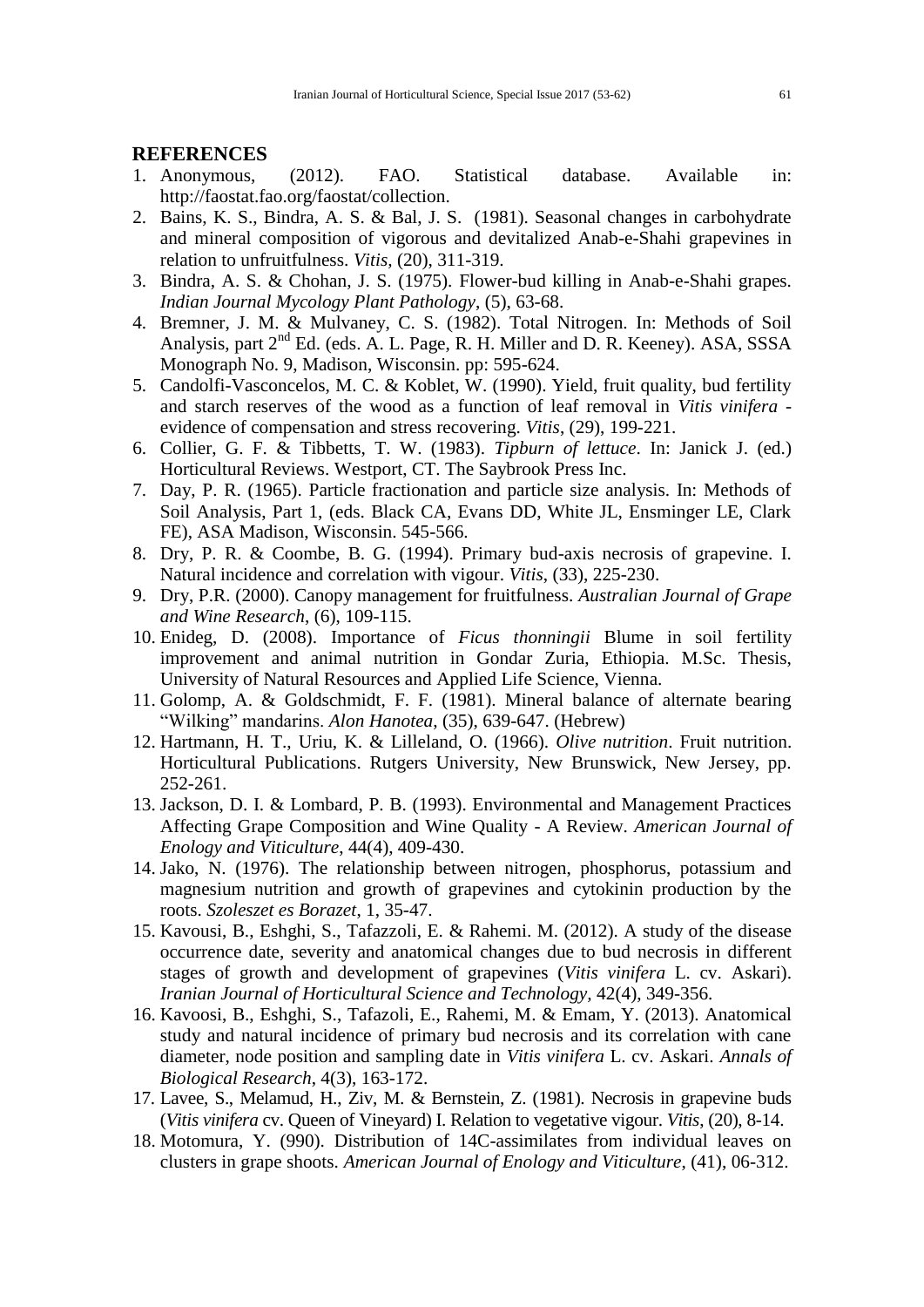## REFERENCES

1. Anonymous, (2012). FAO. Statistical database. Available in: http://faostat.fao.org/faostat/collection.
2. Bains, K. S., Bindra, A. S. & Bal, J. S. (1981). Seasonal changes in carbohydrate and mineral composition of vigorous and devitalized Anab-e-Shahi grapevines in relation to unfruitfulness. *Vitis*, (20), 311-319.
3. Bindra, A. S. & Chohan, J. S. (1975). Flower-bud killing in Anab-e-Shahi grapes. *Indian Journal Mycology Plant Pathology*, (5), 63-68.
4. Bremner, J. M. & Mulvaney, C. S. (1982). Total Nitrogen. In: Methods of Soil Analysis, part 2nd Ed. (eds. A. L. Page, R. H. Miller and D. R. Keeney). ASA, SSSA Monograph No. 9, Madison, Wisconsin. pp: 595-624.
5. Candolfi-Vasconcelos, M. C. & Koblet, W. (1990). Yield, fruit quality, bud fertility and starch reserves of the wood as a function of leaf removal in *Vitis vinifera* - evidence of compensation and stress recovering. *Vitis*, (29), 199-221.
6. Collier, G. F. & Tibbetts, T. W. (1983). *Tipburn of lettuce*. In: Janick J. (ed.) Horticultural Reviews. Westport, CT. The Saybrook Press Inc.
7. Day, P. R. (1965). Particle fractionation and particle size analysis. In: Methods of Soil Analysis, Part 1, (eds. Black CA, Evans DD, White JL, Ensminger LE, Clark FE), ASA Madison, Wisconsin. 545-566.
8. Dry, P. R. & Coombe, B. G. (1994). Primary bud-axis necrosis of grapevine. I. Natural incidence and correlation with vigour. *Vitis*, (33), 225-230.
9. Dry, P.R. (2000). Canopy management for fruitfulness. *Australian Journal of Grape and Wine Research*, (6), 109-115.
10. Enideg, D. (2008). Importance of *Ficus thonningii* Blume in soil fertility improvement and animal nutrition in Gondar Zuria, Ethiopia. M.Sc. Thesis, University of Natural Resources and Applied Life Science, Vienna.
11. Golomp, A. & Goldschmidt, F. F. (1981). Mineral balance of alternate bearing "Wilking" mandarins. *Alon Hanotea*, (35), 639-647. (Hebrew)
12. Hartmann, H. T., Uriu, K. & Lilleland, O. (1966). *Olive nutrition*. Fruit nutrition. Horticultural Publications. Rutgers University, New Brunswick, New Jersey, pp. 252-261.
13. Jackson, D. I. & Lombard, P. B. (1993). Environmental and Management Practices Affecting Grape Composition and Wine Quality - A Review. *American Journal of Enology and Viticulture*, 44(4), 409-430.
14. Jako, N. (1976). The relationship between nitrogen, phosphorus, potassium and magnesium nutrition and growth of grapevines and cytokinin production by the roots. *Szoleszet es Borazet*, 1, 35-47.
15. Kavousi, B., Eshghi, S., Tafazzoli, E. & Rahemi. M. (2012). A study of the disease occurrence date, severity and anatomical changes due to bud necrosis in different stages of growth and development of grapevines (*Vitis vinifera* L. cv. Askari). *Iranian Journal of Horticultural Science and Technology*, 42(4), 349-356.
16. Kavoosi, B., Eshghi, S., Tafazoli, E., Rahemi, M. & Emam, Y. (2013). Anatomical study and natural incidence of primary bud necrosis and its correlation with cane diameter, node position and sampling date in *Vitis vinifera* L. cv. Askari. *Annals of Biological Research*, 4(3), 163-172.
17. Lavee, S., Melamud, H., Ziv, M. & Bernstein, Z. (1981). Necrosis in grapevine buds (*Vitis vinifera* cv. Queen of Vineyard) I. Relation to vegetative vigour. *Vitis*, (20), 8-14.
18. Motomura, Y. (990). Distribution of 14C-assimilates from individual leaves on clusters in grape shoots. *American Journal of Enology and Viticulture*, (41), 06-312.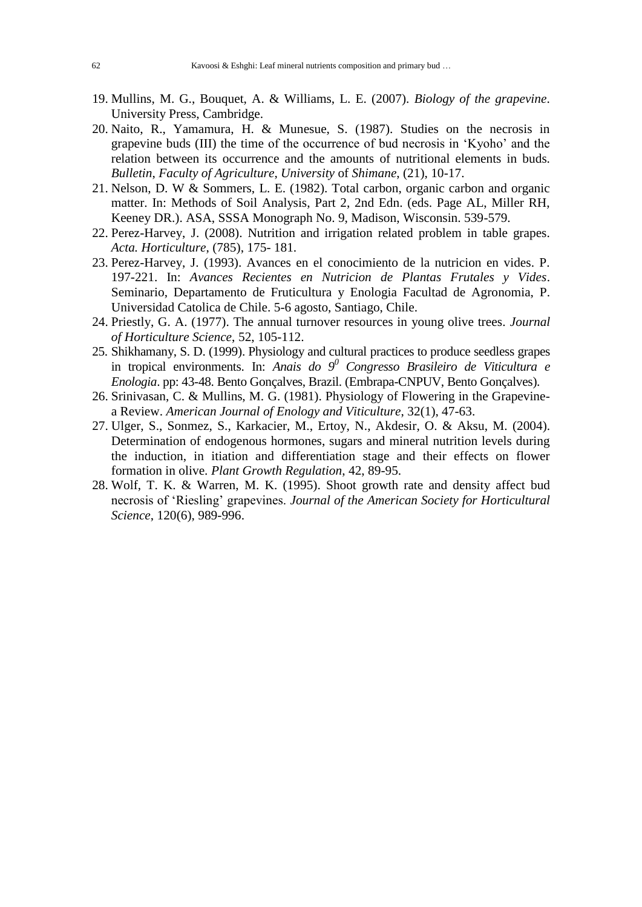19. Mullins, M. G., Bouquet, A. & Williams, L. E. (2007). *Biology of the grapevine*. University Press, Cambridge.
20. Naito, R., Yamamura, H. & Munesue, S. (1987). Studies on the necrosis in grapevine buds (III) the time of the occurrence of bud necrosis in 'Kyoho' and the relation between its occurrence and the amounts of nutritional elements in buds. *Bulletin, Faculty of Agriculture, University* of *Shimane*, (21), 10-17.
21. Nelson, D. W & Sommers, L. E. (1982). Total carbon, organic carbon and organic matter. In: Methods of Soil Analysis, Part 2, 2nd Edn. (eds. Page AL, Miller RH, Keeney DR.). ASA, SSSA Monograph No. 9, Madison, Wisconsin. 539-579.
22. Perez-Harvey, J. (2008). Nutrition and irrigation related problem in table grapes. *Acta. Horticulture*, (785), 175- 181.
23. Perez-Harvey, J. (1993). Avances en el conocimiento de la nutricion en vides. P. 197-221. In: *Avances Recientes en Nutricion de Plantas Frutales y Vides*. Seminario, Departamento de Fruticultura y Enologia Facultad de Agronomia, P. Universidad Catolica de Chile. 5-6 agosto, Santiago, Chile.
24. Priestly, G. A. (1977). The annual turnover resources in young olive trees. *Journal of Horticulture Science*, 52, 105-112.
25. Shikhamany, S. D. (1999). Physiology and cultural practices to produce seedless grapes in tropical environments. In: *Anais do 9$^0$ Congresso Brasileiro de Viticultura e Enologia*. pp: 43-48. Bento Gonçalves, Brazil. (Embrapa-CNPUV, Bento Gonçalves).
26. Srinivasan, C. & Mullins, M. G. (1981). Physiology of Flowering in the Grapevine-a Review. *American Journal of Enology and Viticulture*, 32(1), 47-63.
27. Ulger, S., Sonmez, S., Karkacier, M., Ertoy, N., Akdesir, O. & Aksu, M. (2004). Determination of endogenous hormones, sugars and mineral nutrition levels during the induction, in itiation and differentiation stage and their effects on flower formation in olive. *Plant Growth Regulation*, 42, 89-95.
28. Wolf, T. K. & Warren, M. K. (1995). Shoot growth rate and density affect bud necrosis of 'Riesling' grapevines. *Journal of the American Society for Horticultural Science*, 120(6), 989-996.